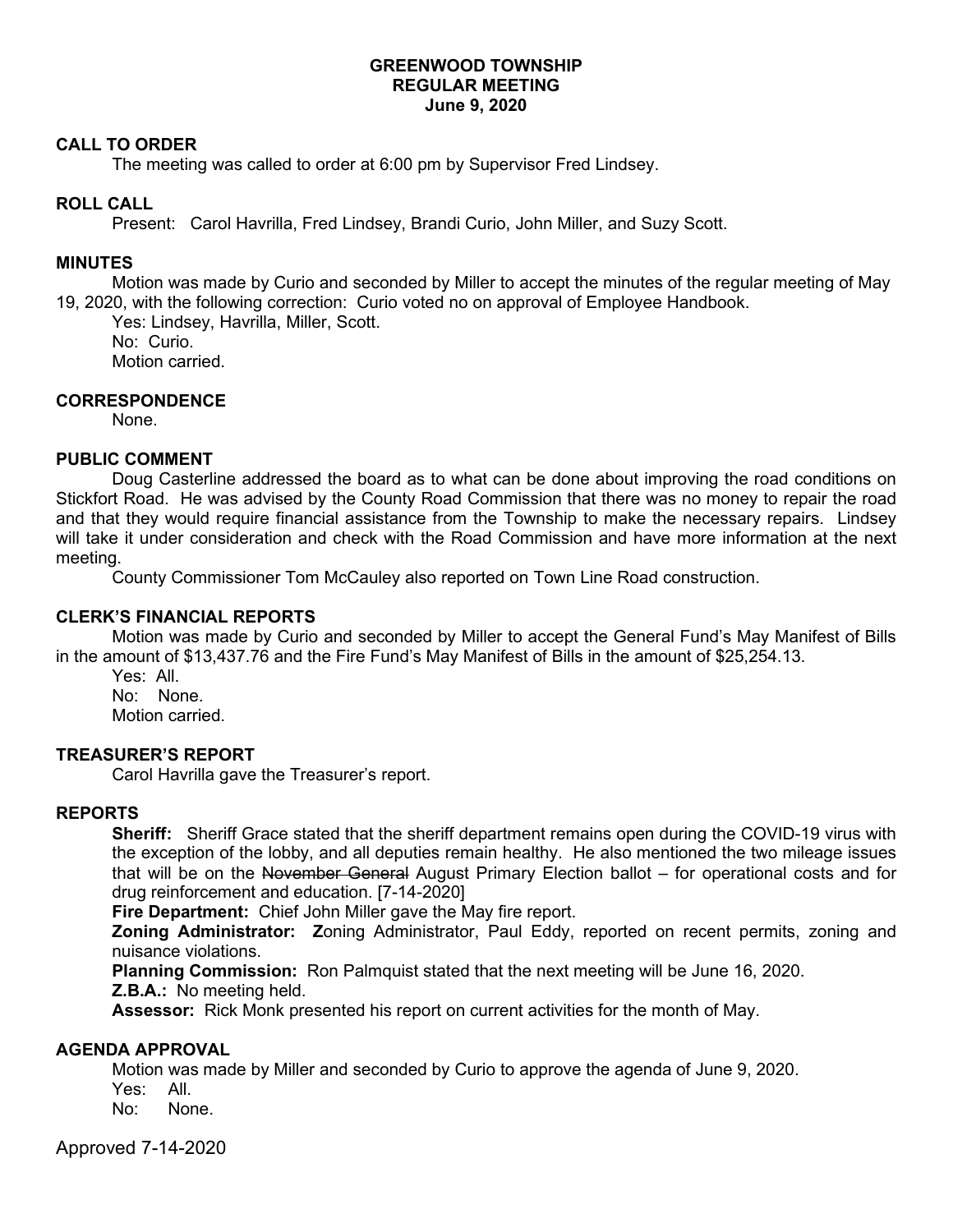# GREENWOOD TOWNSHIP
## REGULAR MEETING
## June 9, 2020

**CALL TO ORDER**

The meeting was called to order at 6:00 pm by Supervisor Fred Lindsey.

**ROLL CALL**

Present: Carol Havrilla, Fred Lindsey, Brandi Curio, John Miller, and Suzy Scott.

**MINUTES**

Motion was made by Curio and seconded by Miller to accept the minutes of the regular meeting of May 19, 2020, with the following correction: Curio voted no on approval of Employee Handbook.

Yes: Lindsey, Havrilla, Miller, Scott.
No: Curio.
Motion carried.

**CORRESPONDENCE**

None.

**PUBLIC COMMENT**

Doug Casterline addressed the board as to what can be done about improving the road conditions on Stickfort Road. He was advised by the County Road Commission that there was no money to repair the road and that they would require financial assistance from the Township to make the necessary repairs. Lindsey will take it under consideration and check with the Road Commission and have more information at the next meeting.

County Commissioner Tom McCauley also reported on Town Line Road construction.

**CLERK'S FINANCIAL REPORTS**

Motion was made by Curio and seconded by Miller to accept the General Fund's May Manifest of Bills in the amount of $13,437.76 and the Fire Fund's May Manifest of Bills in the amount of $25,254.13.

Yes: All.
No: None.
Motion carried.

**TREASURER'S REPORT**

Carol Havrilla gave the Treasurer's report.

**REPORTS**

**Sheriff:** Sheriff Grace stated that the sheriff department remains open during the COVID-19 virus with the exception of the lobby, and all deputies remain healthy. He also mentioned the two mileage issues that will be on the ~~November General~~ August Primary Election ballot – for operational costs and for drug reinforcement and education. [7-14-2020]

**Fire Department:** Chief John Miller gave the May fire report.

**Zoning Administrator:** **Z**oning Administrator, Paul Eddy, reported on recent permits, zoning and nuisance violations.

**Planning Commission:** Ron Palmquist stated that the next meeting will be June 16, 2020.

**Z.B.A.:** No meeting held.

**Assessor:** Rick Monk presented his report on current activities for the month of May.

**AGENDA APPROVAL**

Motion was made by Miller and seconded by Curio to approve the agenda of June 9, 2020.

Yes: All.
No: None.

Approved 7-14-2020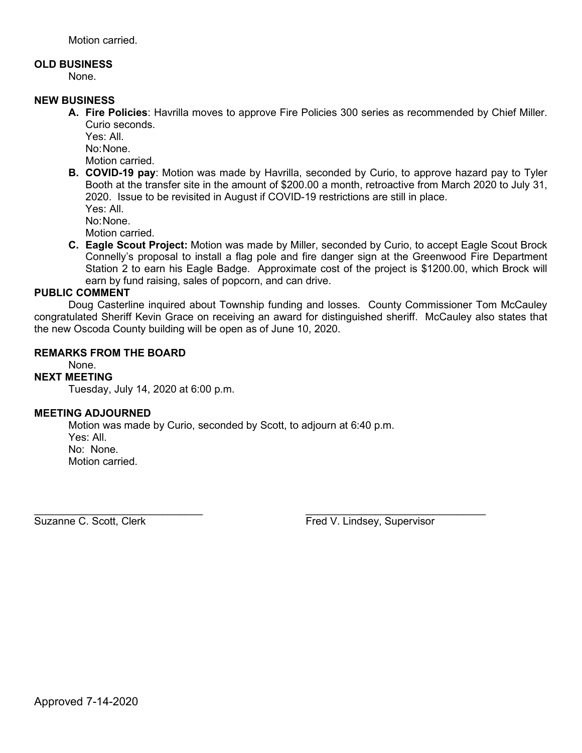Motion carried.

**OLD BUSINESS**

None.

**NEW BUSINESS**

A. **Fire Policies**: Havrilla moves to approve Fire Policies 300 series as recommended by Chief Miller. Curio seconds.
   Yes: All.
   No: None.
   Motion carried.
B. **COVID-19 pay**: Motion was made by Havrilla, seconded by Curio, to approve hazard pay to Tyler Booth at the transfer site in the amount of $200.00 a month, retroactive from March 2020 to July 31, 2020. Issue to be revisited in August if COVID-19 restrictions are still in place.
   Yes: All.
   No: None.
   Motion carried.
C. **Eagle Scout Project:** Motion was made by Miller, seconded by Curio, to accept Eagle Scout Brock Connelly's proposal to install a flag pole and fire danger sign at the Greenwood Fire Department Station 2 to earn his Eagle Badge. Approximate cost of the project is $1200.00, which Brock will earn by fund raising, sales of popcorn, and can drive.

**PUBLIC COMMENT**

Doug Casterline inquired about Township funding and losses. County Commissioner Tom McCauley congratulated Sheriff Kevin Grace on receiving an award for distinguished sheriff. McCauley also states that the new Oscoda County building will be open as of June 10, 2020.

**REMARKS FROM THE BOARD**

None.

**NEXT MEETING**

Tuesday, July 14, 2020 at 6:00 p.m.

**MEETING ADJOURNED**

Motion was made by Curio, seconded by Scott, to adjourn at 6:40 p.m.
Yes: All.
No: None.
Motion carried.

\_\_\_\_\_\_\_\_\_\_\_\_\_\_\_\_\_\_\_\_\_\_\_\_\_\_\_\_\_\_
Suzanne C. Scott, Clerk

\_\_\_\_\_\_\_\_\_\_\_\_\_\_\_\_\_\_\_\_\_\_\_\_\_\_\_\_\_\_
Fred V. Lindsey, Supervisor

Approved 7-14-2020